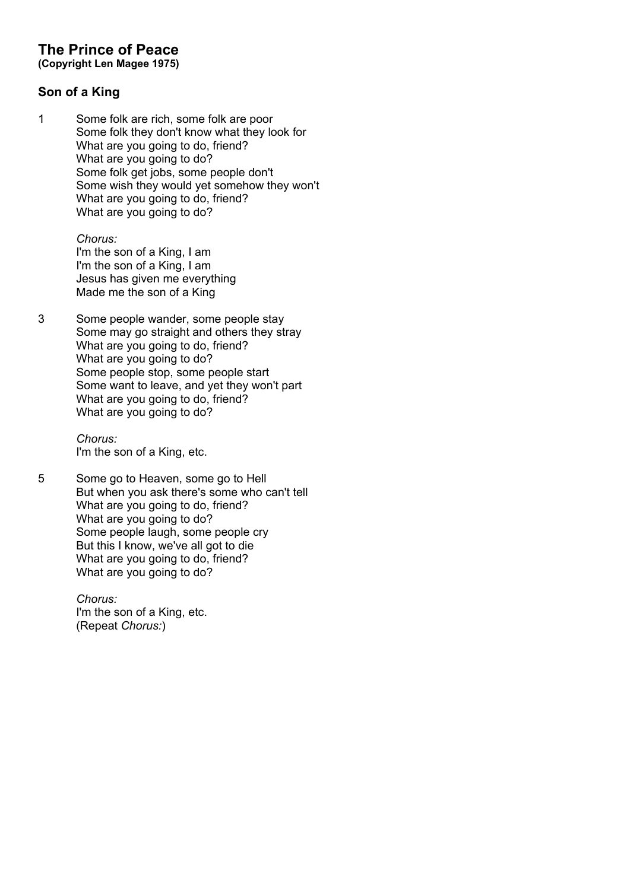# The Prince of Peace
**(Copyright Len Magee 1975)**

## Son of a King

1 Some folk are rich, some folk are poor
Some folk they don't know what they look for
What are you going to do, friend?
What are you going to do?
Some folk get jobs, some people don't
Some wish they would yet somehow they won't
What are you going to do, friend?
What are you going to do?

*Chorus:*
I'm the son of a King, I am
I'm the son of a King, I am
Jesus has given me everything
Made me the son of a King

3 Some people wander, some people stay
Some may go straight and others they stray
What are you going to do, friend?
What are you going to do?
Some people stop, some people start
Some want to leave, and yet they won't part
What are you going to do, friend?
What are you going to do?

*Chorus:*
I'm the son of a King, etc.

5 Some go to Heaven, some go to Hell
But when you ask there's some who can't tell
What are you going to do, friend?
What are you going to do?
Some people laugh, some people cry
But this I know, we've all got to die
What are you going to do, friend?
What are you going to do?

*Chorus:*
I'm the son of a King, etc.
(Repeat *Chorus:*)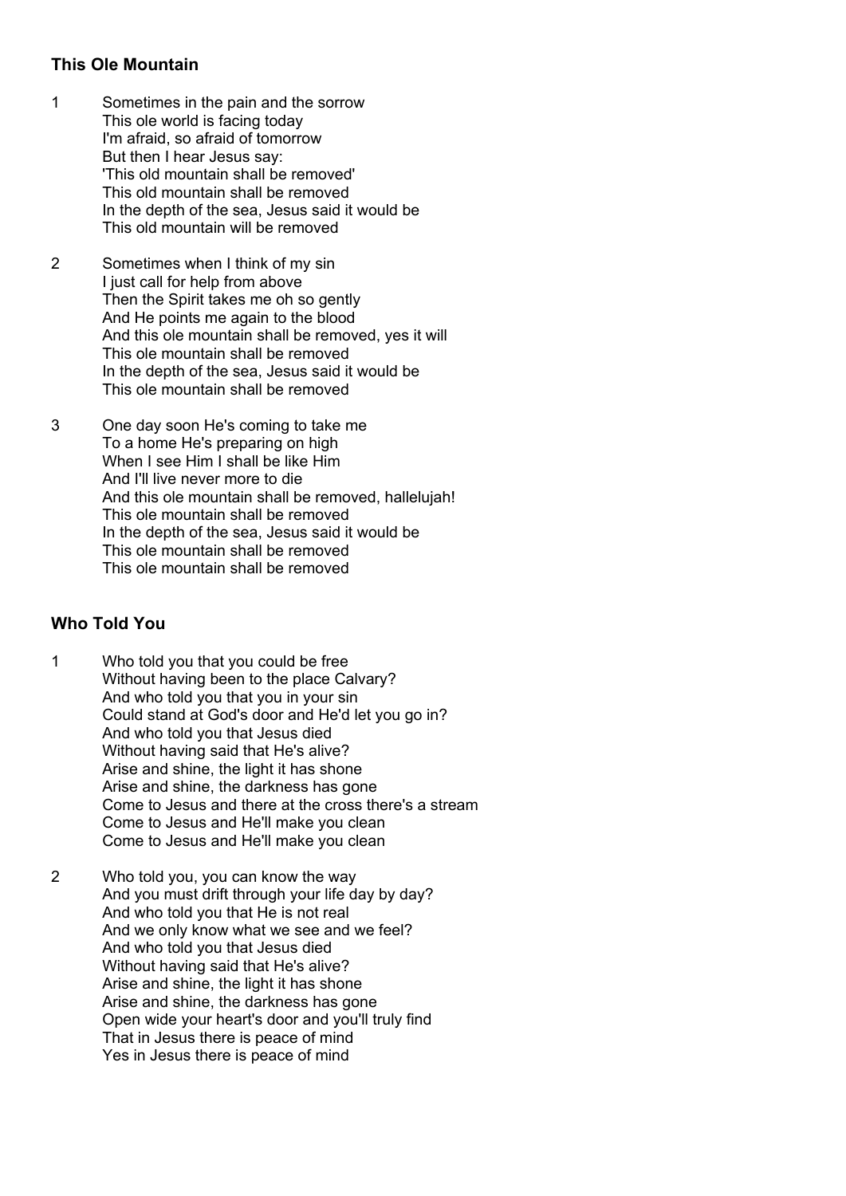### This Ole Mountain

1 Sometimes in the pain and the sorrow
This ole world is facing today
I'm afraid, so afraid of tomorrow
But then I hear Jesus say:
'This old mountain shall be removed'
This old mountain shall be removed
In the depth of the sea, Jesus said it would be
This old mountain will be removed

2 Sometimes when I think of my sin
I just call for help from above
Then the Spirit takes me oh so gently
And He points me again to the blood
And this ole mountain shall be removed, yes it will
This ole mountain shall be removed
In the depth of the sea, Jesus said it would be
This ole mountain shall be removed

3 One day soon He's coming to take me
To a home He's preparing on high
When I see Him I shall be like Him
And I'll live never more to die
And this ole mountain shall be removed, hallelujah!
This ole mountain shall be removed
In the depth of the sea, Jesus said it would be
This ole mountain shall be removed
This ole mountain shall be removed

### Who Told You

1 Who told you that you could be free
Without having been to the place Calvary?
And who told you that you in your sin
Could stand at God's door and He'd let you go in?
And who told you that Jesus died
Without having said that He's alive?
Arise and shine, the light it has shone
Arise and shine, the darkness has gone
Come to Jesus and there at the cross there's a stream
Come to Jesus and He'll make you clean
Come to Jesus and He'll make you clean

2 Who told you, you can know the way
And you must drift through your life day by day?
And who told you that He is not real
And we only know what we see and we feel?
And who told you that Jesus died
Without having said that He's alive?
Arise and shine, the light it has shone
Arise and shine, the darkness has gone
Open wide your heart's door and you'll truly find
That in Jesus there is peace of mind
Yes in Jesus there is peace of mind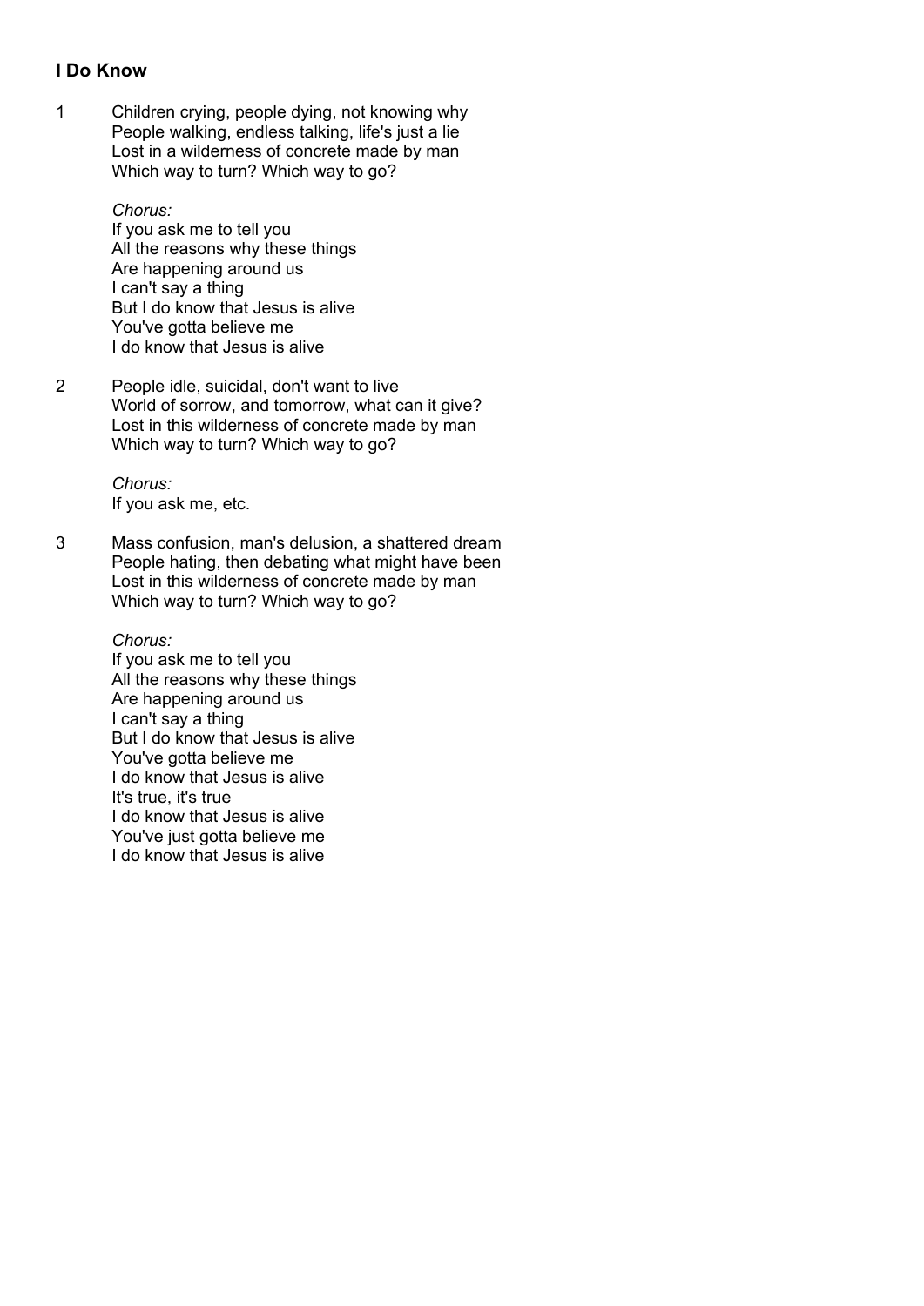### I Do Know

1

Children crying, people dying, not knowing why
People walking, endless talking, life's just a lie
Lost in a wilderness of concrete made by man
Which way to turn? Which way to go?

*Chorus:*
If you ask me to tell you
All the reasons why these things
Are happening around us
I can't say a thing
But I do know that Jesus is alive
You've gotta believe me
I do know that Jesus is alive

2

People idle, suicidal, don't want to live
World of sorrow, and tomorrow, what can it give?
Lost in this wilderness of concrete made by man
Which way to turn? Which way to go?

*Chorus:*
If you ask me, etc.

3

Mass confusion, man's delusion, a shattered dream
People hating, then debating what might have been
Lost in this wilderness of concrete made by man
Which way to turn? Which way to go?

*Chorus:*
If you ask me to tell you
All the reasons why these things
Are happening around us
I can't say a thing
But I do know that Jesus is alive
You've gotta believe me
I do know that Jesus is alive
It's true, it's true
I do know that Jesus is alive
You've just gotta believe me
I do know that Jesus is alive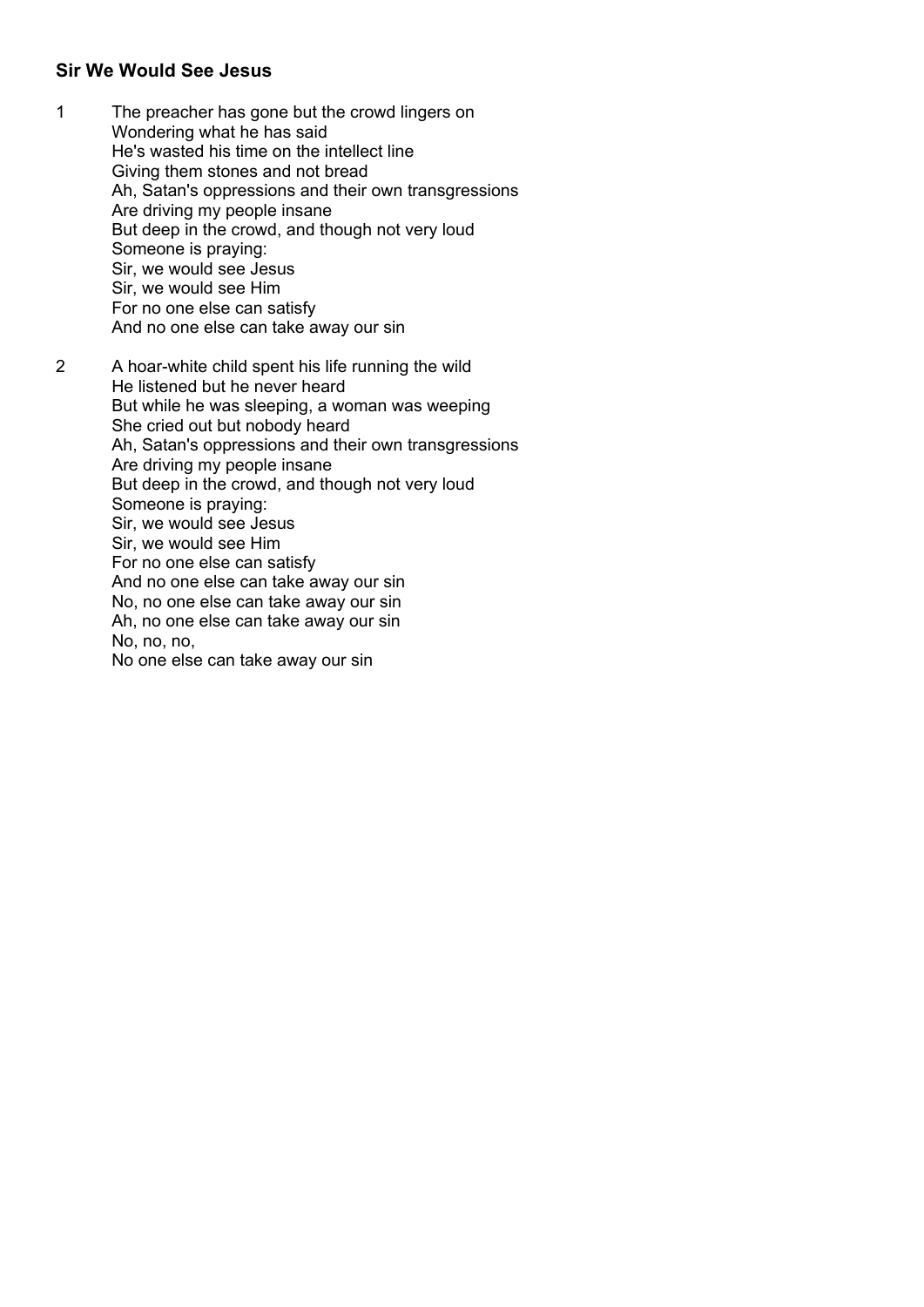### Sir We Would See Jesus

1 The preacher has gone but the crowd lingers on
Wondering what he has said
He's wasted his time on the intellect line
Giving them stones and not bread
Ah, Satan's oppressions and their own transgressions
Are driving my people insane
But deep in the crowd, and though not very loud
Someone is praying:
Sir, we would see Jesus
Sir, we would see Him
For no one else can satisfy
And no one else can take away our sin

2 A hoar-white child spent his life running the wild
He listened but he never heard
But while he was sleeping, a woman was weeping
She cried out but nobody heard
Ah, Satan's oppressions and their own transgressions
Are driving my people insane
But deep in the crowd, and though not very loud
Someone is praying:
Sir, we would see Jesus
Sir, we would see Him
For no one else can satisfy
And no one else can take away our sin
No, no one else can take away our sin
Ah, no one else can take away our sin
No, no, no,
No one else can take away our sin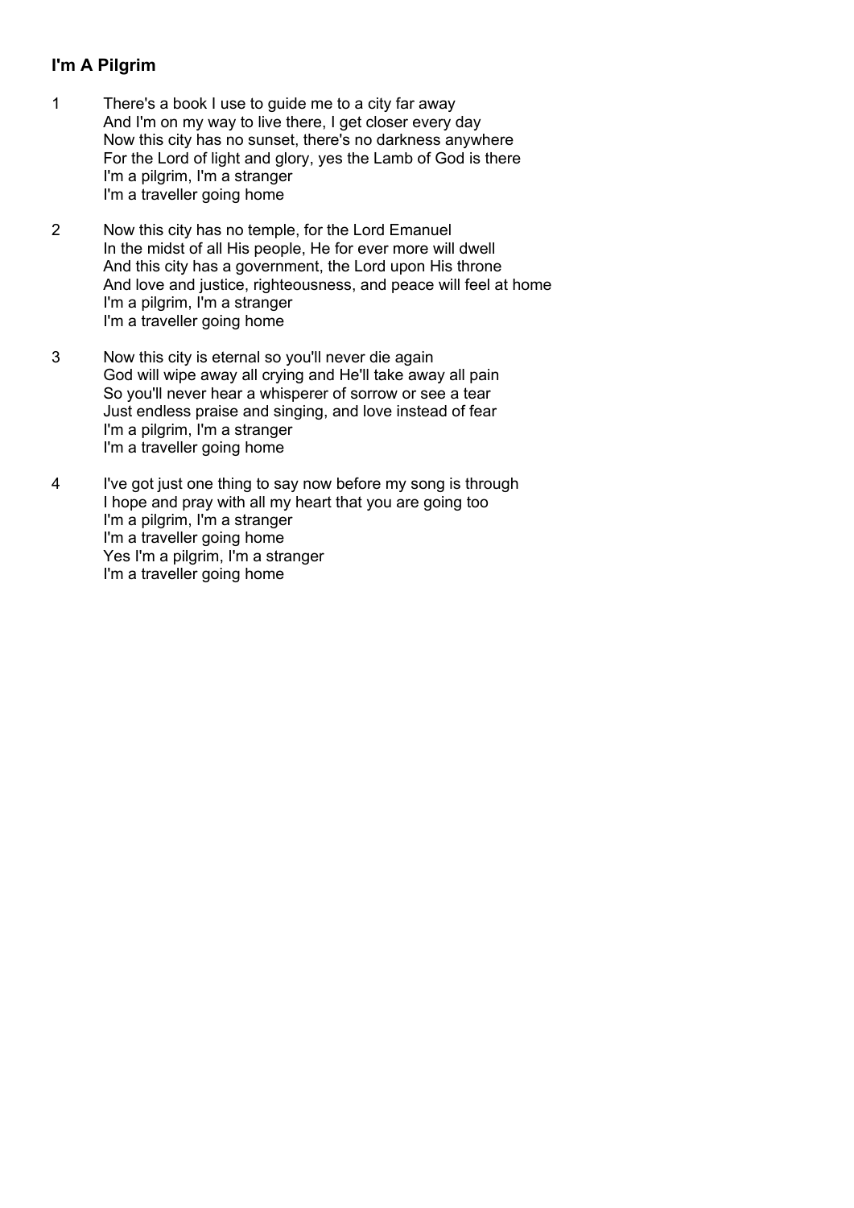## I'm A Pilgrim

1. There's a book I use to guide me to a city far away
   And I'm on my way to live there, I get closer every day
   Now this city has no sunset, there's no darkness anywhere
   For the Lord of light and glory, yes the Lamb of God is there
   I'm a pilgrim, I'm a stranger
   I'm a traveller going home

2. Now this city has no temple, for the Lord Emanuel
   In the midst of all His people, He for ever more will dwell
   And this city has a government, the Lord upon His throne
   And love and justice, righteousness, and peace will feel at home
   I'm a pilgrim, I'm a stranger
   I'm a traveller going home

3. Now this city is eternal so you'll never die again
   God will wipe away all crying and He'll take away all pain
   So you'll never hear a whisperer of sorrow or see a tear
   Just endless praise and singing, and love instead of fear
   I'm a pilgrim, I'm a stranger
   I'm a traveller going home

4. I've got just one thing to say now before my song is through
   I hope and pray with all my heart that you are going too
   I'm a pilgrim, I'm a stranger
   I'm a traveller going home
   Yes I'm a pilgrim, I'm a stranger
   I'm a traveller going home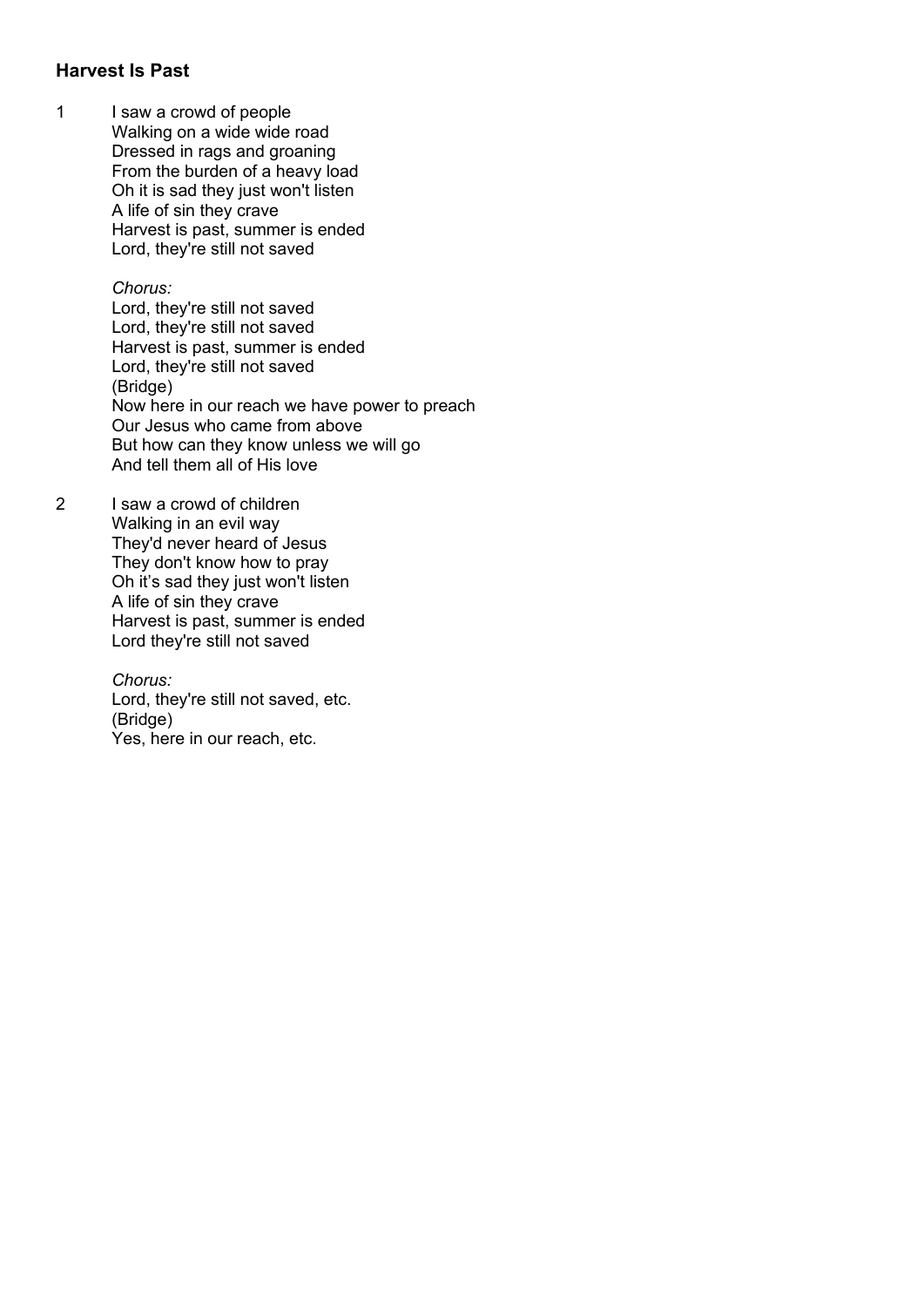### **Harvest Is Past**

1 I saw a crowd of people
Walking on a wide wide road
Dressed in rags and groaning
From the burden of a heavy load
Oh it is sad they just won't listen
A life of sin they crave
Harvest is past, summer is ended
Lord, they're still not saved

*Chorus:*
Lord, they're still not saved
Lord, they're still not saved
Harvest is past, summer is ended
Lord, they're still not saved
(Bridge)
Now here in our reach we have power to preach
Our Jesus who came from above
But how can they know unless we will go
And tell them all of His love

2 I saw a crowd of children
Walking in an evil way
They'd never heard of Jesus
They don't know how to pray
Oh it's sad they just won't listen
A life of sin they crave
Harvest is past, summer is ended
Lord they're still not saved

*Chorus:*
Lord, they're still not saved, etc.
(Bridge)
Yes, here in our reach, etc.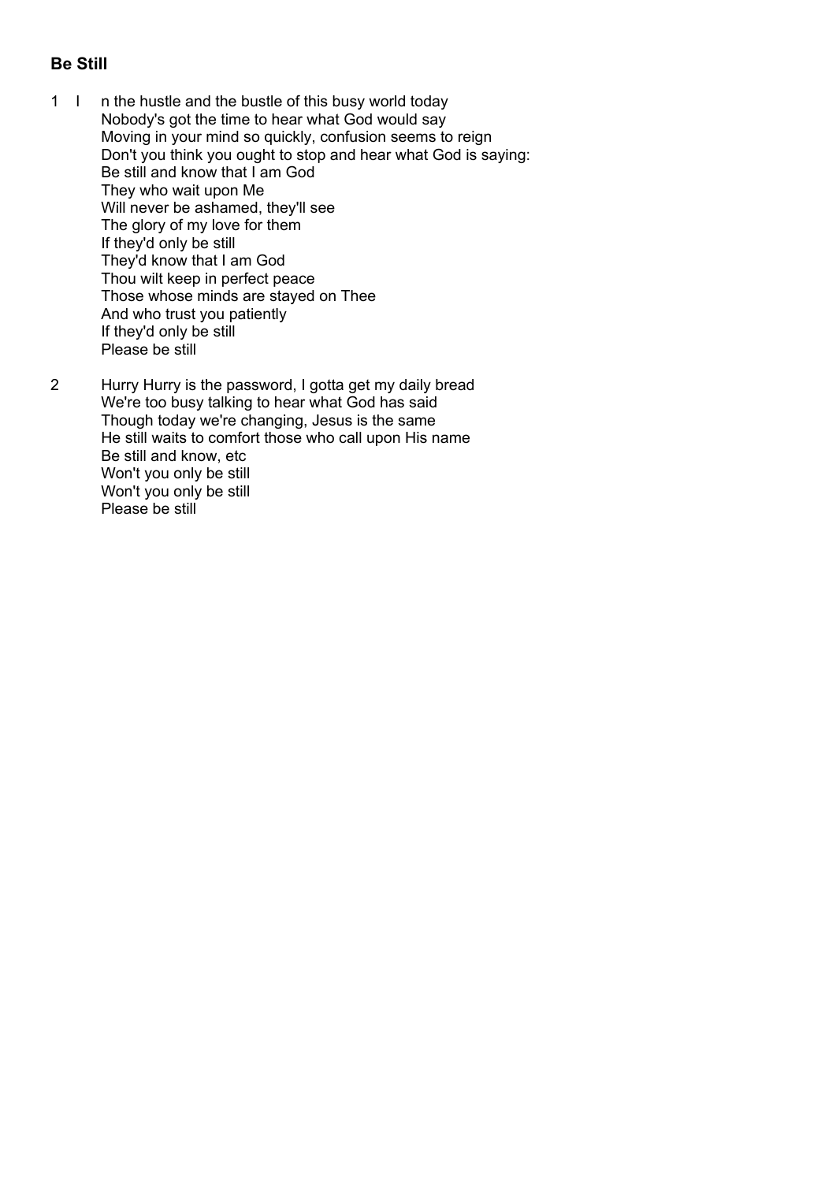## Be Still

1 I n the hustle and the bustle of this busy world today
Nobody's got the time to hear what God would say
Moving in your mind so quickly, confusion seems to reign
Don't you think you ought to stop and hear what God is saying:
Be still and know that I am God
They who wait upon Me
Will never be ashamed, they'll see
The glory of my love for them
If they'd only be still
They'd know that I am God
Thou wilt keep in perfect peace
Those whose minds are stayed on Thee
And who trust you patiently
If they'd only be still
Please be still

2 Hurry Hurry is the password, I gotta get my daily bread
We're too busy talking to hear what God has said
Though today we're changing, Jesus is the same
He still waits to comfort those who call upon His name
Be still and know, etc
Won't you only be still
Won't you only be still
Please be still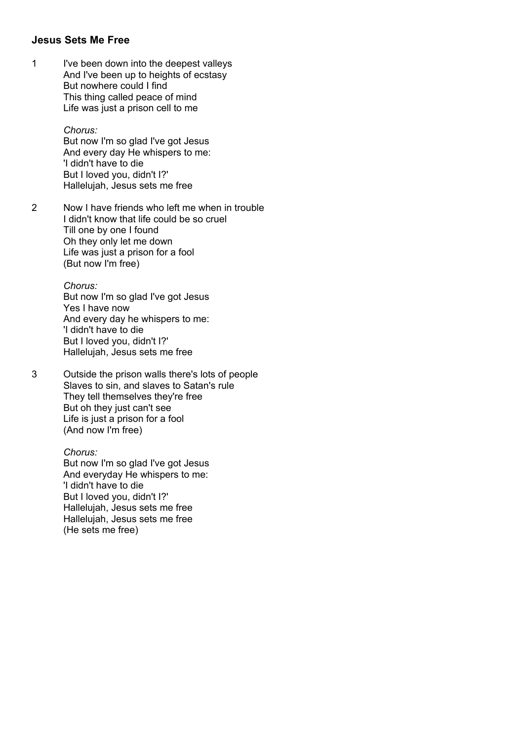**Jesus Sets Me Free**

1 I've been down into the deepest valleys
And I've been up to heights of ecstasy
But nowhere could I find
This thing called peace of mind
Life was just a prison cell to me

*Chorus:*
But now I'm so glad I've got Jesus
And every day He whispers to me:
'I didn't have to die
But I loved you, didn't I?'
Hallelujah, Jesus sets me free

2 Now I have friends who left me when in trouble
I didn't know that life could be so cruel
Till one by one I found
Oh they only let me down
Life was just a prison for a fool
(But now I'm free)

*Chorus:*
But now I'm so glad I've got Jesus
Yes I have now
And every day he whispers to me:
'I didn't have to die
But I loved you, didn't I?'
Hallelujah, Jesus sets me free

3 Outside the prison walls there's lots of people
Slaves to sin, and slaves to Satan's rule
They tell themselves they're free
But oh they just can't see
Life is just a prison for a fool
(And now I'm free)

*Chorus:*
But now I'm so glad I've got Jesus
And everyday He whispers to me:
'I didn't have to die
But I loved you, didn't I?'
Hallelujah, Jesus sets me free
Hallelujah, Jesus sets me free
(He sets me free)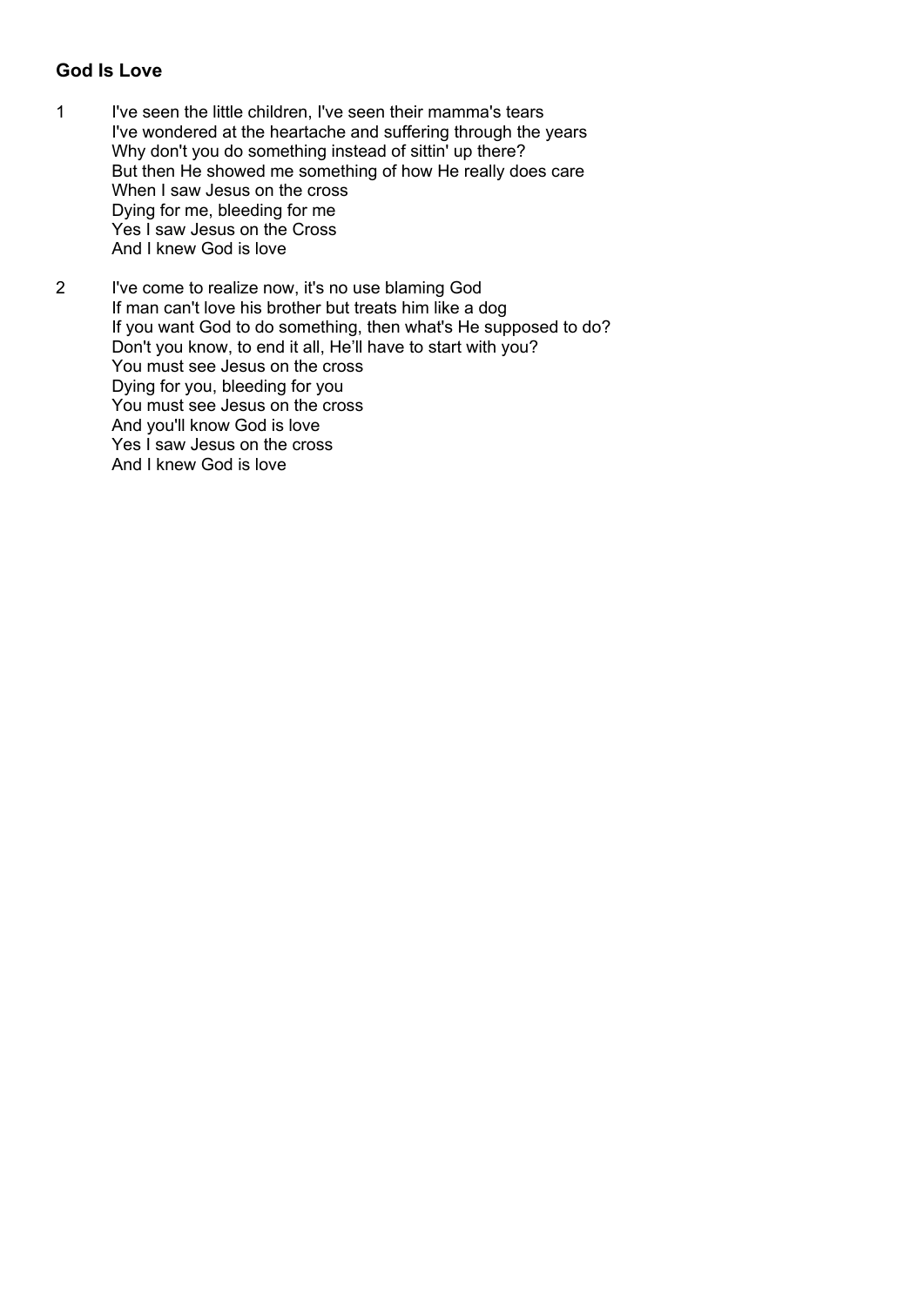### God Is Love

1 I've seen the little children, I've seen their mamma's tears
I've wondered at the heartache and suffering through the years
Why don't you do something instead of sittin' up there?
But then He showed me something of how He really does care
When I saw Jesus on the cross
Dying for me, bleeding for me
Yes I saw Jesus on the Cross
And I knew God is love

2 I've come to realize now, it's no use blaming God
If man can't love his brother but treats him like a dog
If you want God to do something, then what's He supposed to do?
Don't you know, to end it all, He'll have to start with you?
You must see Jesus on the cross
Dying for you, bleeding for you
You must see Jesus on the cross
And you'll know God is love
Yes I saw Jesus on the cross
And I knew God is love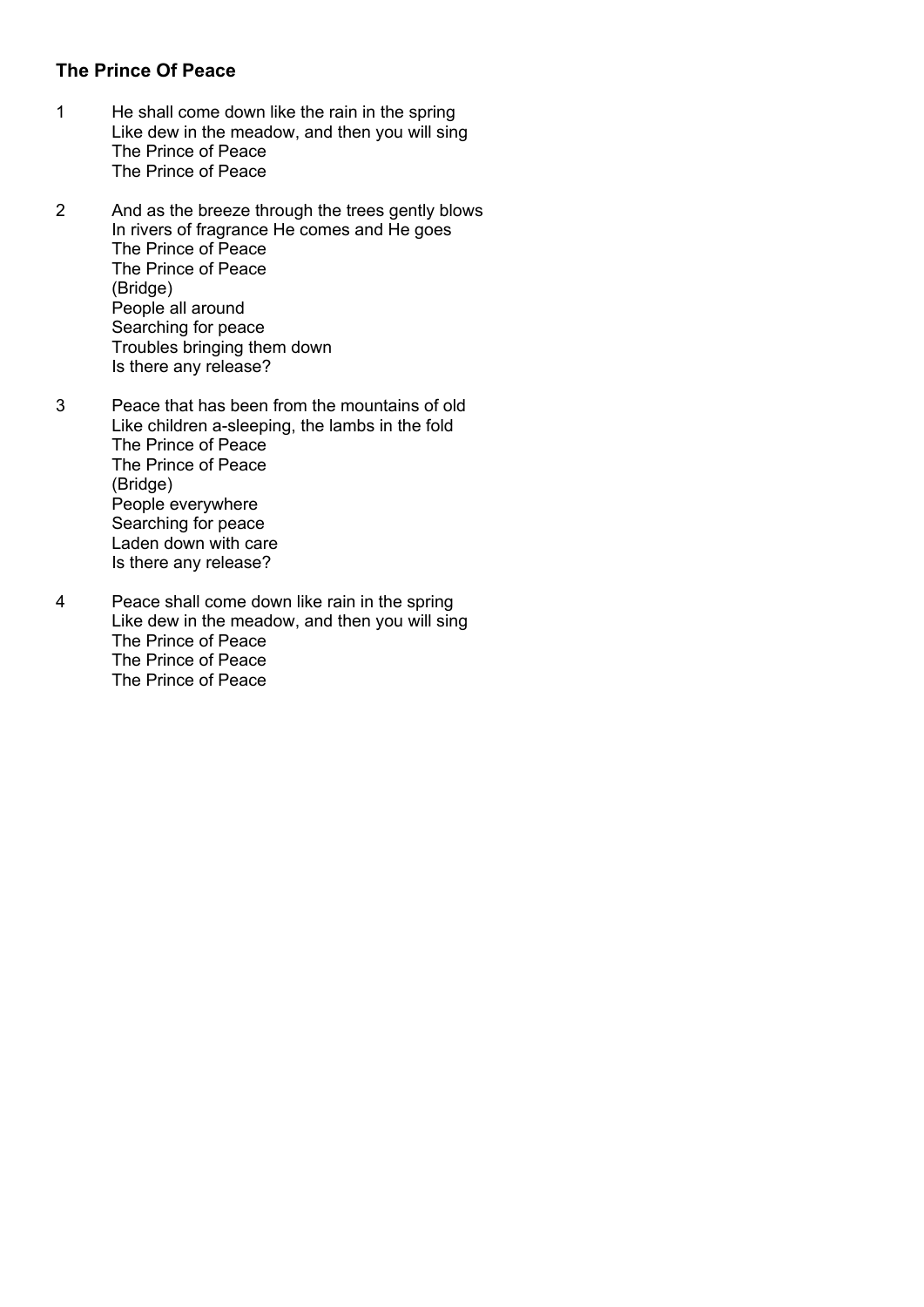### The Prince Of Peace

1 He shall come down like the rain in the spring
Like dew in the meadow, and then you will sing
The Prince of Peace
The Prince of Peace

2 And as the breeze through the trees gently blows
In rivers of fragrance He comes and He goes
The Prince of Peace
The Prince of Peace
(Bridge)
People all around
Searching for peace
Troubles bringing them down
Is there any release?

3 Peace that has been from the mountains of old
Like children a-sleeping, the lambs in the fold
The Prince of Peace
The Prince of Peace
(Bridge)
People everywhere
Searching for peace
Laden down with care
Is there any release?

4 Peace shall come down like rain in the spring
Like dew in the meadow, and then you will sing
The Prince of Peace
The Prince of Peace
The Prince of Peace